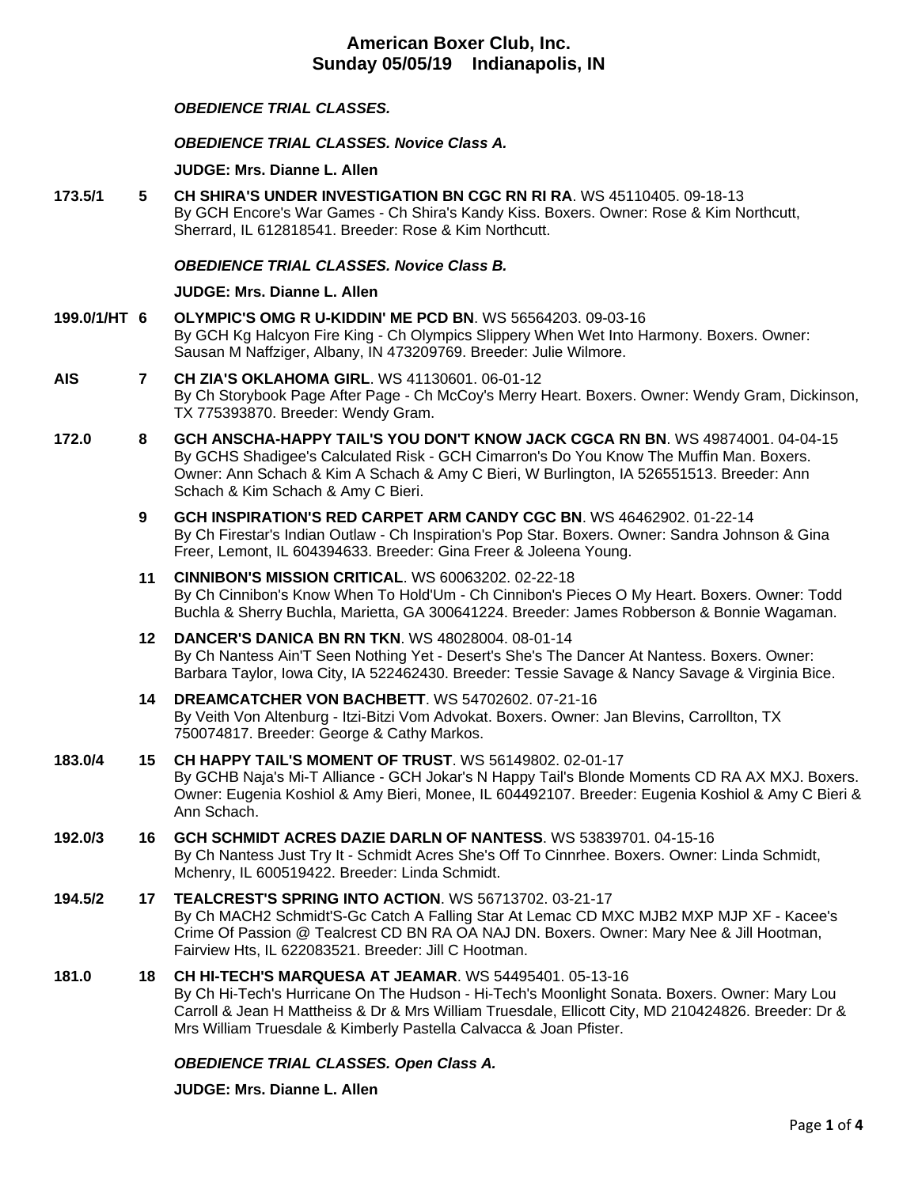# American Boxer Club, Inc.
## Sunday 05/05/19 Indianapolis, IN

***OBEDIENCE TRIAL CLASSES.***

***OBEDIENCE TRIAL CLASSES. Novice Class A.***

**JUDGE: Mrs. Dianne L. Allen**

**173.5/1** **5** **CH SHIRA'S UNDER INVESTIGATION BN CGC RN RI RA**. WS 45110405. 09-18-13
By GCH Encore's War Games - Ch Shira's Kandy Kiss. Boxers. Owner: Rose & Kim Northcutt, Sherrard, IL 612818541. Breeder: Rose & Kim Northcutt.

***OBEDIENCE TRIAL CLASSES. Novice Class B.***

**JUDGE: Mrs. Dianne L. Allen**

**199.0/1/HT** **6** **OLYMPIC'S OMG R U-KIDDIN' ME PCD BN**. WS 56564203. 09-03-16
By GCH Kg Halcyon Fire King - Ch Olympics Slippery When Wet Into Harmony. Boxers. Owner: Sausan M Naffziger, Albany, IN 473209769. Breeder: Julie Wilmore.

**AIS** **7** **CH ZIA'S OKLAHOMA GIRL**. WS 41130601. 06-01-12
By Ch Storybook Page After Page - Ch McCoy's Merry Heart. Boxers. Owner: Wendy Gram, Dickinson, TX 775393870. Breeder: Wendy Gram.

**172.0** **8** **GCH ANSCHA-HAPPY TAIL'S YOU DON'T KNOW JACK CGCA RN BN**. WS 49874001. 04-04-15
By GCHS Shadigee's Calculated Risk - GCH Cimarron's Do You Know The Muffin Man. Boxers. Owner: Ann Schach & Kim A Schach & Amy C Bieri, W Burlington, IA 526551513. Breeder: Ann Schach & Kim Schach & Amy C Bieri.

**9** **GCH INSPIRATION'S RED CARPET ARM CANDY CGC BN**. WS 46462902. 01-22-14
By Ch Firestar's Indian Outlaw - Ch Inspiration's Pop Star. Boxers. Owner: Sandra Johnson & Gina Freer, Lemont, IL 604394633. Breeder: Gina Freer & Joleena Young.

**11** **CINNIBON'S MISSION CRITICAL**. WS 60063202. 02-22-18
By Ch Cinnibon's Know When To Hold'Um - Ch Cinnibon's Pieces O My Heart. Boxers. Owner: Todd Buchla & Sherry Buchla, Marietta, GA 300641224. Breeder: James Robberson & Bonnie Wagaman.

**12** **DANCER'S DANICA BN RN TKN**. WS 48028004. 08-01-14
By Ch Nantess Ain'T Seen Nothing Yet - Desert's She's The Dancer At Nantess. Boxers. Owner: Barbara Taylor, Iowa City, IA 522462430. Breeder: Tessie Savage & Nancy Savage & Virginia Bice.

**14** **DREAMCATCHER VON BACHBETT**. WS 54702602. 07-21-16
By Veith Von Altenburg - Itzi-Bitzi Vom Advokat. Boxers. Owner: Jan Blevins, Carrollton, TX 750074817. Breeder: George & Cathy Markos.

**183.0/4** **15** **CH HAPPY TAIL'S MOMENT OF TRUST**. WS 56149802. 02-01-17
By GCHB Naja's Mi-T Alliance - GCH Jokar's N Happy Tail's Blonde Moments CD RA AX MXJ. Boxers. Owner: Eugenia Koshiol & Amy Bieri, Monee, IL 604492107. Breeder: Eugenia Koshiol & Amy C Bieri & Ann Schach.

**192.0/3** **16** **GCH SCHMIDT ACRES DAZIE DARLN OF NANTESS**. WS 53839701. 04-15-16
By Ch Nantess Just Try It - Schmidt Acres She's Off To Cinnrhee. Boxers. Owner: Linda Schmidt, Mchenry, IL 600519422. Breeder: Linda Schmidt.

**194.5/2** **17** **TEALCREST'S SPRING INTO ACTION**. WS 56713702. 03-21-17
By Ch MACH2 Schmidt'S-Gc Catch A Falling Star At Lemac CD MXC MJB2 MXP MJP XF - Kacee's Crime Of Passion @ Tealcrest CD BN RA OA NAJ DN. Boxers. Owner: Mary Nee & Jill Hootman, Fairview Hts, IL 622083521. Breeder: Jill C Hootman.

**181.0** **18** **CH HI-TECH'S MARQUESA AT JEAMAR**. WS 54495401. 05-13-16
By Ch Hi-Tech's Hurricane On The Hudson - Hi-Tech's Moonlight Sonata. Boxers. Owner: Mary Lou Carroll & Jean H Mattheiss & Dr & Mrs William Truesdale, Ellicott City, MD 210424826. Breeder: Dr & Mrs William Truesdale & Kimberly Pastella Calvacca & Joan Pfister.

***OBEDIENCE TRIAL CLASSES. Open Class A.***

**JUDGE: Mrs. Dianne L. Allen**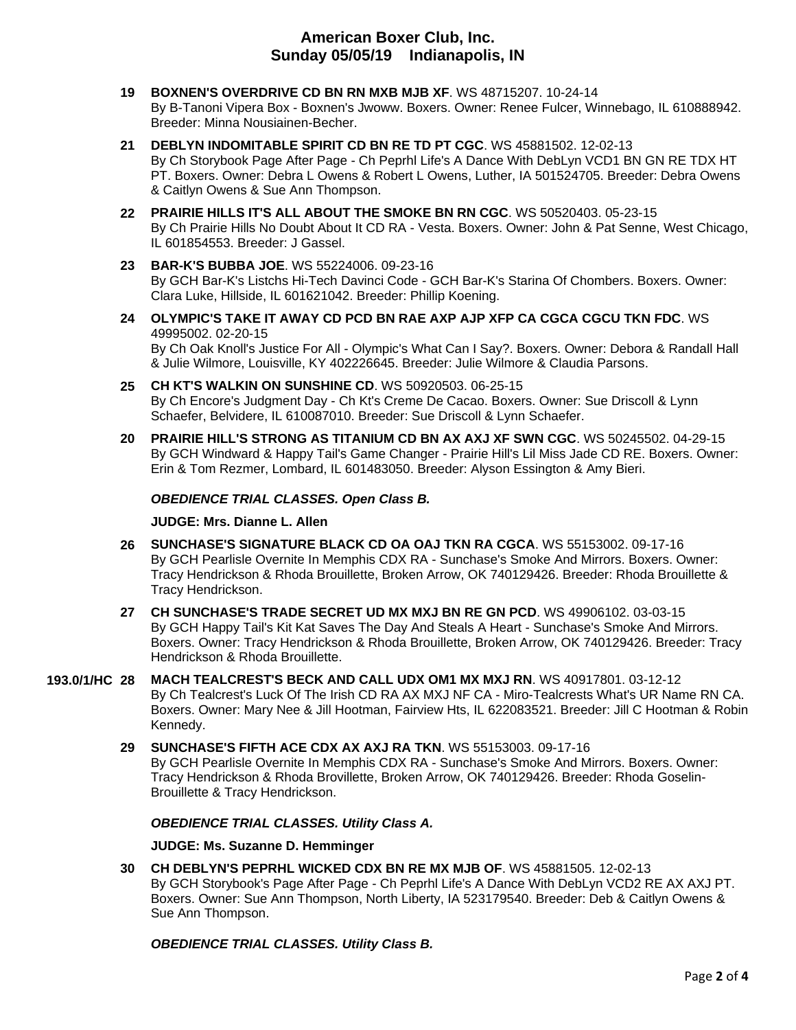**19 BOXNEN'S OVERDRIVE CD BN RN MXB MJB XF**. WS 48715207. 10-24-14
By B-Tanoni Vipera Box - Boxnen's Jwoww. Boxers. Owner: Renee Fulcer, Winnebago, IL 610888942. Breeder: Minna Nousiainen-Becher.

**21 DEBLYN INDOMITABLE SPIRIT CD BN RE TD PT CGC**. WS 45881502. 12-02-13
By Ch Storybook Page After Page - Ch Peprhl Life's A Dance With DebLyn VCD1 BN GN RE TDX HT PT. Boxers. Owner: Debra L Owens & Robert L Owens, Luther, IA 501524705. Breeder: Debra Owens & Caitlyn Owens & Sue Ann Thompson.

**22 PRAIRIE HILLS IT'S ALL ABOUT THE SMOKE BN RN CGC**. WS 50520403. 05-23-15
By Ch Prairie Hills No Doubt About It CD RA - Vesta. Boxers. Owner: John & Pat Senne, West Chicago, IL 601854553. Breeder: J Gassel.

**23 BAR-K'S BUBBA JOE**. WS 55224006. 09-23-16
By GCH Bar-K's Listchs Hi-Tech Davinci Code - GCH Bar-K's Starina Of Chombers. Boxers. Owner: Clara Luke, Hillside, IL 601621042. Breeder: Phillip Koening.

**24 OLYMPIC'S TAKE IT AWAY CD PCD BN RAE AXP AJP XFP CA CGCA CGCU TKN FDC**. WS 49995002. 02-20-15
By Ch Oak Knoll's Justice For All - Olympic's What Can I Say?. Boxers. Owner: Debora & Randall Hall & Julie Wilmore, Louisville, KY 402226645. Breeder: Julie Wilmore & Claudia Parsons.

**25 CH KT'S WALKIN ON SUNSHINE CD**. WS 50920503. 06-25-15
By Ch Encore's Judgment Day - Ch Kt's Creme De Cacao. Boxers. Owner: Sue Driscoll & Lynn Schaefer, Belvidere, IL 610087010. Breeder: Sue Driscoll & Lynn Schaefer.

**20 PRAIRIE HILL'S STRONG AS TITANIUM CD BN AX AXJ XF SWN CGC**. WS 50245502. 04-29-15
By GCH Windward & Happy Tail's Game Changer - Prairie Hill's Lil Miss Jade CD RE. Boxers. Owner: Erin & Tom Rezmer, Lombard, IL 601483050. Breeder: Alyson Essington & Amy Bieri.

***OBEDIENCE TRIAL CLASSES. Open Class B.***

**JUDGE: Mrs. Dianne L. Allen**

**26 SUNCHASE'S SIGNATURE BLACK CD OA OAJ TKN RA CGCA**. WS 55153002. 09-17-16
By GCH Pearlisle Overnite In Memphis CDX RA - Sunchase's Smoke And Mirrors. Boxers. Owner: Tracy Hendrickson & Rhoda Brouillette, Broken Arrow, OK 740129426. Breeder: Rhoda Brouillette & Tracy Hendrickson.

**27 CH SUNCHASE'S TRADE SECRET UD MX MXJ BN RE GN PCD**. WS 49906102. 03-03-15
By GCH Happy Tail's Kit Kat Saves The Day And Steals A Heart - Sunchase's Smoke And Mirrors. Boxers. Owner: Tracy Hendrickson & Rhoda Brouillette, Broken Arrow, OK 740129426. Breeder: Tracy Hendrickson & Rhoda Brouillette.

**193.0/1/HC 28 MACH TEALCREST'S BECK AND CALL UDX OM1 MX MXJ RN**. WS 40917801. 03-12-12
By Ch Tealcrest's Luck Of The Irish CD RA AX MXJ NF CA - Miro-Tealcrests What's UR Name RN CA. Boxers. Owner: Mary Nee & Jill Hootman, Fairview Hts, IL 622083521. Breeder: Jill C Hootman & Robin Kennedy.

**29 SUNCHASE'S FIFTH ACE CDX AX AXJ RA TKN**. WS 55153003. 09-17-16
By GCH Pearlisle Overnite In Memphis CDX RA - Sunchase's Smoke And Mirrors. Boxers. Owner: Tracy Hendrickson & Rhoda Brovillette, Broken Arrow, OK 740129426. Breeder: Rhoda Goselin-Brouillette & Tracy Hendrickson.

***OBEDIENCE TRIAL CLASSES. Utility Class A.***

**JUDGE: Ms. Suzanne D. Hemminger**

**30 CH DEBLYN'S PEPRHL WICKED CDX BN RE MX MJB OF**. WS 45881505. 12-02-13
By GCH Storybook's Page After Page - Ch Peprhl Life's A Dance With DebLyn VCD2 RE AX AXJ PT. Boxers. Owner: Sue Ann Thompson, North Liberty, IA 523179540. Breeder: Deb & Caitlyn Owens & Sue Ann Thompson.

***OBEDIENCE TRIAL CLASSES. Utility Class B.***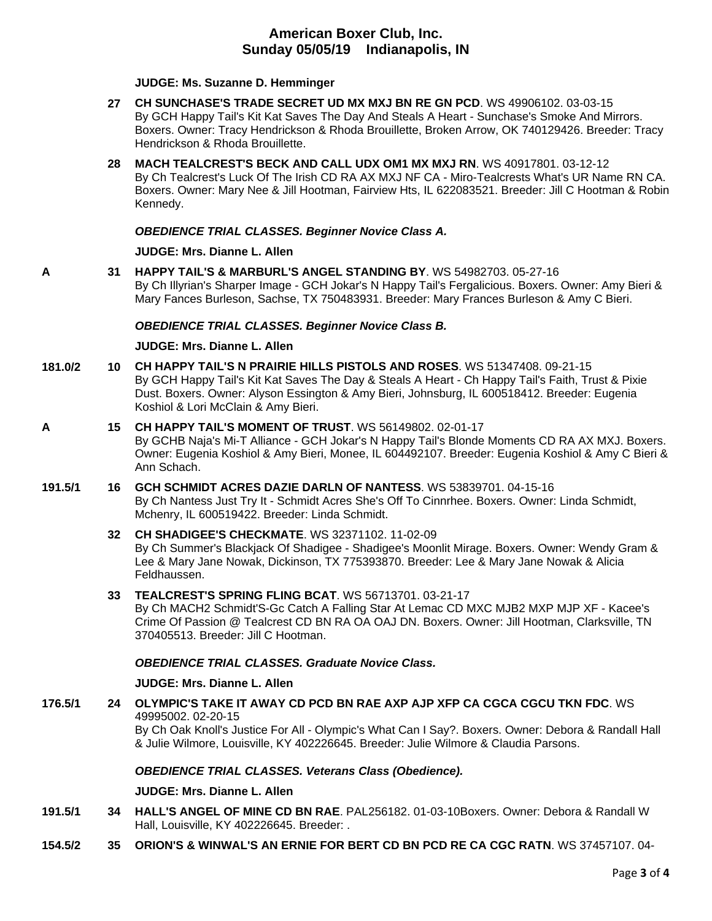**JUDGE: Ms. Suzanne D. Hemminger**

**27** **CH SUNCHASE'S TRADE SECRET UD MX MXJ BN RE GN PCD**. WS 49906102. 03-03-15
By GCH Happy Tail's Kit Kat Saves The Day And Steals A Heart - Sunchase's Smoke And Mirrors. Boxers. Owner: Tracy Hendrickson & Rhoda Brouillette, Broken Arrow, OK 740129426. Breeder: Tracy Hendrickson & Rhoda Brouillette.

**28** **MACH TEALCREST'S BECK AND CALL UDX OM1 MX MXJ RN**. WS 40917801. 03-12-12
By Ch Tealcrest's Luck Of The Irish CD RA AX MXJ NF CA - Miro-Tealcrests What's UR Name RN CA. Boxers. Owner: Mary Nee & Jill Hootman, Fairview Hts, IL 622083521. Breeder: Jill C Hootman & Robin Kennedy.

***OBEDIENCE TRIAL CLASSES. Beginner Novice Class A.***

**JUDGE: Mrs. Dianne L. Allen**

**A** **31** **HAPPY TAIL'S & MARBURL'S ANGEL STANDING BY**. WS 54982703. 05-27-16
By Ch Illyrian's Sharper Image - GCH Jokar's N Happy Tail's Fergalicious. Boxers. Owner: Amy Bieri & Mary Fances Burleson, Sachse, TX 750483931. Breeder: Mary Frances Burleson & Amy C Bieri.

***OBEDIENCE TRIAL CLASSES. Beginner Novice Class B.***

**JUDGE: Mrs. Dianne L. Allen**

**181.0/2** **10** **CH HAPPY TAIL'S N PRAIRIE HILLS PISTOLS AND ROSES**. WS 51347408. 09-21-15
By GCH Happy Tail's Kit Kat Saves The Day & Steals A Heart - Ch Happy Tail's Faith, Trust & Pixie Dust. Boxers. Owner: Alyson Essington & Amy Bieri, Johnsburg, IL 600518412. Breeder: Eugenia Koshiol & Lori McClain & Amy Bieri.

**A** **15** **CH HAPPY TAIL'S MOMENT OF TRUST**. WS 56149802. 02-01-17
By GCHB Naja's Mi-T Alliance - GCH Jokar's N Happy Tail's Blonde Moments CD RA AX MXJ. Boxers. Owner: Eugenia Koshiol & Amy Bieri, Monee, IL 604492107. Breeder: Eugenia Koshiol & Amy C Bieri & Ann Schach.

**191.5/1** **16** **GCH SCHMIDT ACRES DAZIE DARLN OF NANTESS**. WS 53839701. 04-15-16
By Ch Nantess Just Try It - Schmidt Acres She's Off To Cinnrhee. Boxers. Owner: Linda Schmidt, Mchenry, IL 600519422. Breeder: Linda Schmidt.

**32** **CH SHADIGEE'S CHECKMATE**. WS 32371102. 11-02-09
By Ch Summer's Blackjack Of Shadigee - Shadigee's Moonlit Mirage. Boxers. Owner: Wendy Gram & Lee & Mary Jane Nowak, Dickinson, TX 775393870. Breeder: Lee & Mary Jane Nowak & Alicia Feldhaussen.

**33** **TEALCREST'S SPRING FLING BCAT**. WS 56713701. 03-21-17
By Ch MACH2 Schmidt'S-Gc Catch A Falling Star At Lemac CD MXC MJB2 MXP MJP XF - Kacee's Crime Of Passion @ Tealcrest CD BN RA OA OAJ DN. Boxers. Owner: Jill Hootman, Clarksville, TN 370405513. Breeder: Jill C Hootman.

***OBEDIENCE TRIAL CLASSES. Graduate Novice Class.***

**JUDGE: Mrs. Dianne L. Allen**

**176.5/1** **24** **OLYMPIC'S TAKE IT AWAY CD PCD BN RAE AXP AJP XFP CA CGCA CGCU TKN FDC**. WS 49995002. 02-20-15
By Ch Oak Knoll's Justice For All - Olympic's What Can I Say?. Boxers. Owner: Debora & Randall Hall & Julie Wilmore, Louisville, KY 402226645. Breeder: Julie Wilmore & Claudia Parsons.

***OBEDIENCE TRIAL CLASSES. Veterans Class (Obedience).***

**JUDGE: Mrs. Dianne L. Allen**

**191.5/1** **34** **HALL'S ANGEL OF MINE CD BN RAE**. PAL256182. 01-03-10Boxers. Owner: Debora & Randall W Hall, Louisville, KY 402226645. Breeder: .

**154.5/2** **35** **ORION'S & WINWAL'S AN ERNIE FOR BERT CD BN PCD RE CA CGC RATN**. WS 37457107. 04-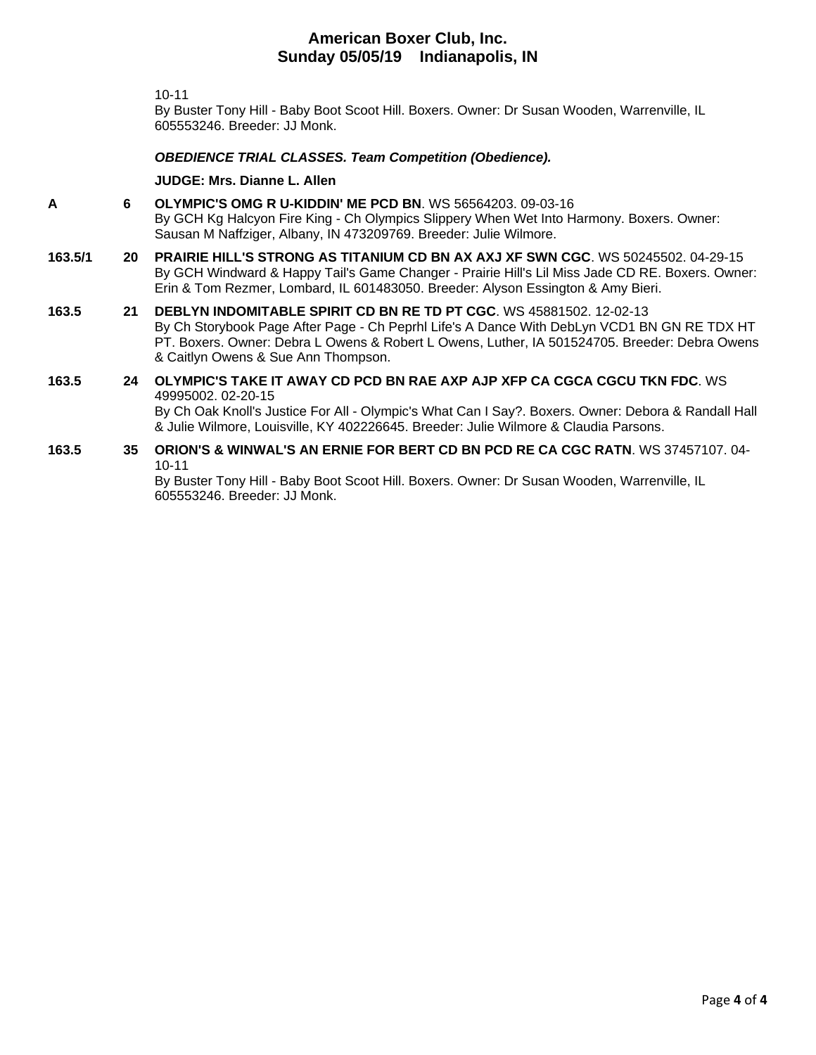10-11
By Buster Tony Hill - Baby Boot Scoot Hill. Boxers. Owner: Dr Susan Wooden, Warrenville, IL 605553246. Breeder: JJ Monk.

***OBEDIENCE TRIAL CLASSES. Team Competition (Obedience).***

**JUDGE: Mrs. Dianne L. Allen**

**A** **6** **OLYMPIC'S OMG R U-KIDDIN' ME PCD BN**. WS 56564203. 09-03-16
By GCH Kg Halcyon Fire King - Ch Olympics Slippery When Wet Into Harmony. Boxers. Owner: Sausan M Naffziger, Albany, IN 473209769. Breeder: Julie Wilmore.

**163.5/1** **20** **PRAIRIE HILL'S STRONG AS TITANIUM CD BN AX AXJ XF SWN CGC**. WS 50245502. 04-29-15
By GCH Windward & Happy Tail's Game Changer - Prairie Hill's Lil Miss Jade CD RE. Boxers. Owner: Erin & Tom Rezmer, Lombard, IL 601483050. Breeder: Alyson Essington & Amy Bieri.

**163.5** **21** **DEBLYN INDOMITABLE SPIRIT CD BN RE TD PT CGC**. WS 45881502. 12-02-13
By Ch Storybook Page After Page - Ch Peprhl Life's A Dance With DebLyn VCD1 BN GN RE TDX HT PT. Boxers. Owner: Debra L Owens & Robert L Owens, Luther, IA 501524705. Breeder: Debra Owens & Caitlyn Owens & Sue Ann Thompson.

**163.5** **24** **OLYMPIC'S TAKE IT AWAY CD PCD BN RAE AXP AJP XFP CA CGCA CGCU TKN FDC**. WS 49995002. 02-20-15
By Ch Oak Knoll's Justice For All - Olympic's What Can I Say?. Boxers. Owner: Debora & Randall Hall & Julie Wilmore, Louisville, KY 402226645. Breeder: Julie Wilmore & Claudia Parsons.

**163.5** **35** **ORION'S & WINWAL'S AN ERNIE FOR BERT CD BN PCD RE CA CGC RATN**. WS 37457107. 04-10-11
By Buster Tony Hill - Baby Boot Scoot Hill. Boxers. Owner: Dr Susan Wooden, Warrenville, IL 605553246. Breeder: JJ Monk.